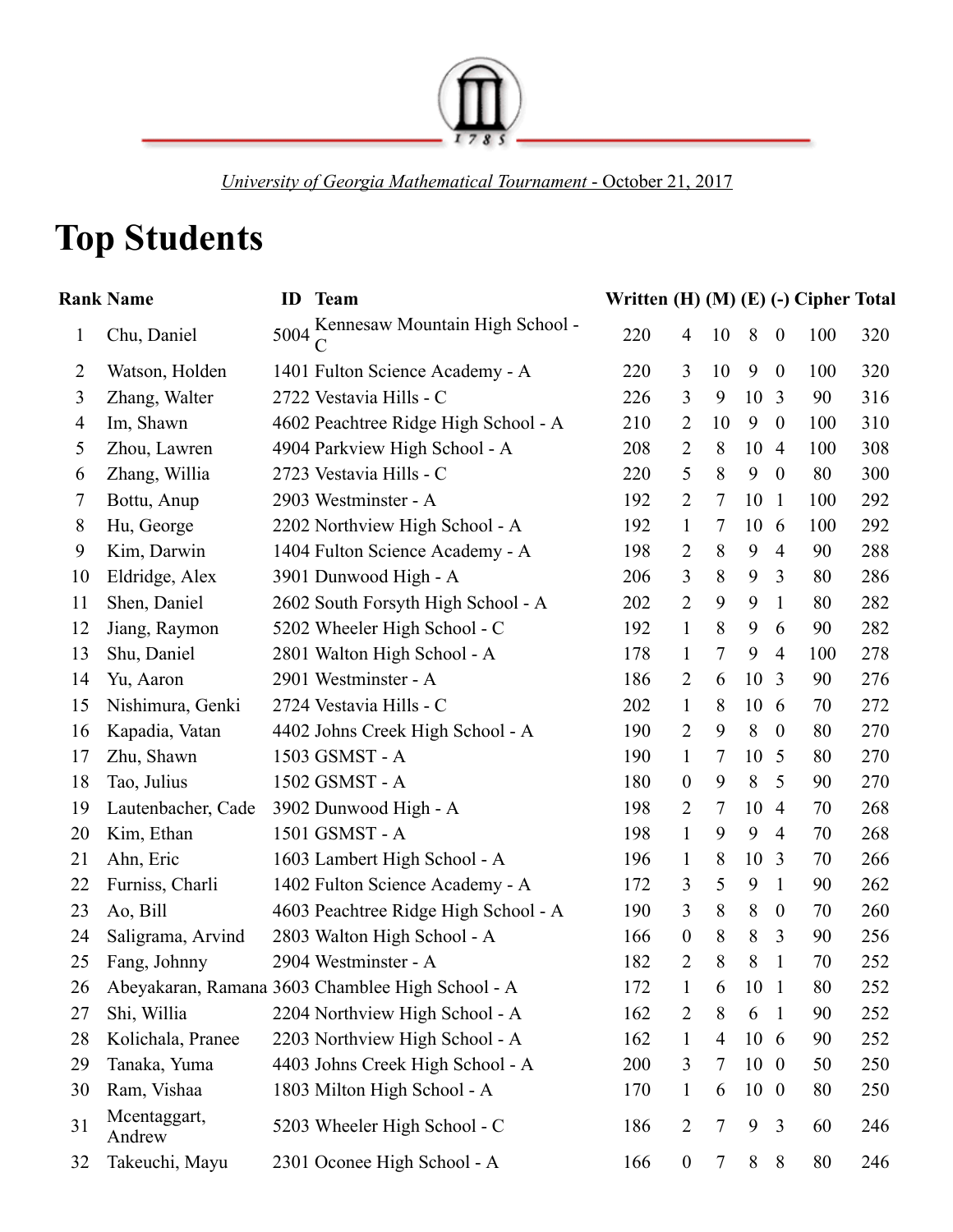*University of Georgia Mathematical Tournament* - October 21, 2017

# Top Students

| Rank | Name | ID | Team | Written | (H) | (M) | (E) | (-) | Cipher | Total |
|---|---|---|---|---|---|---|---|---|---|---|
| 1 | Chu, Daniel | 5004 | Kennesaw Mountain High School - C | 220 | 4 | 10 | 8 | 0 | 100 | 320 |
| 2 | Watson, Holden | 1401 | Fulton Science Academy - A | 220 | 3 | 10 | 9 | 0 | 100 | 320 |
| 3 | Zhang, Walter | 2722 | Vestavia Hills - C | 226 | 3 | 9 | 10 | 3 | 90 | 316 |
| 4 | Im, Shawn | 4602 | Peachtree Ridge High School - A | 210 | 2 | 10 | 9 | 0 | 100 | 310 |
| 5 | Zhou, Lawren | 4904 | Parkview High School - A | 208 | 2 | 8 | 10 | 4 | 100 | 308 |
| 6 | Zhang, Willia | 2723 | Vestavia Hills - C | 220 | 5 | 8 | 9 | 0 | 80 | 300 |
| 7 | Bottu, Anup | 2903 | Westminster - A | 192 | 2 | 7 | 10 | 1 | 100 | 292 |
| 8 | Hu, George | 2202 | Northview High School - A | 192 | 1 | 7 | 10 | 6 | 100 | 292 |
| 9 | Kim, Darwin | 1404 | Fulton Science Academy - A | 198 | 2 | 8 | 9 | 4 | 90 | 288 |
| 10 | Eldridge, Alex | 3901 | Dunwood High - A | 206 | 3 | 8 | 9 | 3 | 80 | 286 |
| 11 | Shen, Daniel | 2602 | South Forsyth High School - A | 202 | 2 | 9 | 9 | 1 | 80 | 282 |
| 12 | Jiang, Raymon | 5202 | Wheeler High School - C | 192 | 1 | 8 | 9 | 6 | 90 | 282 |
| 13 | Shu, Daniel | 2801 | Walton High School - A | 178 | 1 | 7 | 9 | 4 | 100 | 278 |
| 14 | Yu, Aaron | 2901 | Westminster - A | 186 | 2 | 6 | 10 | 3 | 90 | 276 |
| 15 | Nishimura, Genki | 2724 | Vestavia Hills - C | 202 | 1 | 8 | 10 | 6 | 70 | 272 |
| 16 | Kapadia, Vatan | 4402 | Johns Creek High School - A | 190 | 2 | 9 | 8 | 0 | 80 | 270 |
| 17 | Zhu, Shawn | 1503 | GSMST - A | 190 | 1 | 7 | 10 | 5 | 80 | 270 |
| 18 | Tao, Julius | 1502 | GSMST - A | 180 | 0 | 9 | 8 | 5 | 90 | 270 |
| 19 | Lautenbacher, Cade | 3902 | Dunwood High - A | 198 | 2 | 7 | 10 | 4 | 70 | 268 |
| 20 | Kim, Ethan | 1501 | GSMST - A | 198 | 1 | 9 | 9 | 4 | 70 | 268 |
| 21 | Ahn, Eric | 1603 | Lambert High School - A | 196 | 1 | 8 | 10 | 3 | 70 | 266 |
| 22 | Furniss, Charli | 1402 | Fulton Science Academy - A | 172 | 3 | 5 | 9 | 1 | 90 | 262 |
| 23 | Ao, Bill | 4603 | Peachtree Ridge High School - A | 190 | 3 | 8 | 8 | 0 | 70 | 260 |
| 24 | Saligrama, Arvind | 2803 | Walton High School - A | 166 | 0 | 8 | 8 | 3 | 90 | 256 |
| 25 | Fang, Johnny | 2904 | Westminster - A | 182 | 2 | 8 | 8 | 1 | 70 | 252 |
| 26 | Abeyakaran, Ramana | 3603 | Chamblee High School - A | 172 | 1 | 6 | 10 | 1 | 80 | 252 |
| 27 | Shi, Willia | 2204 | Northview High School - A | 162 | 2 | 8 | 6 | 1 | 90 | 252 |
| 28 | Kolichala, Pranee | 2203 | Northview High School - A | 162 | 1 | 4 | 10 | 6 | 90 | 252 |
| 29 | Tanaka, Yuma | 4403 | Johns Creek High School - A | 200 | 3 | 7 | 10 | 0 | 50 | 250 |
| 30 | Ram, Vishaa | 1803 | Milton High School - A | 170 | 1 | 6 | 10 | 0 | 80 | 250 |
| 31 | Mcentaggart, Andrew | 5203 | Wheeler High School - C | 186 | 2 | 7 | 9 | 3 | 60 | 246 |
| 32 | Takeuchi, Mayu | 2301 | Oconee High School - A | 166 | 0 | 7 | 8 | 8 | 80 | 246 |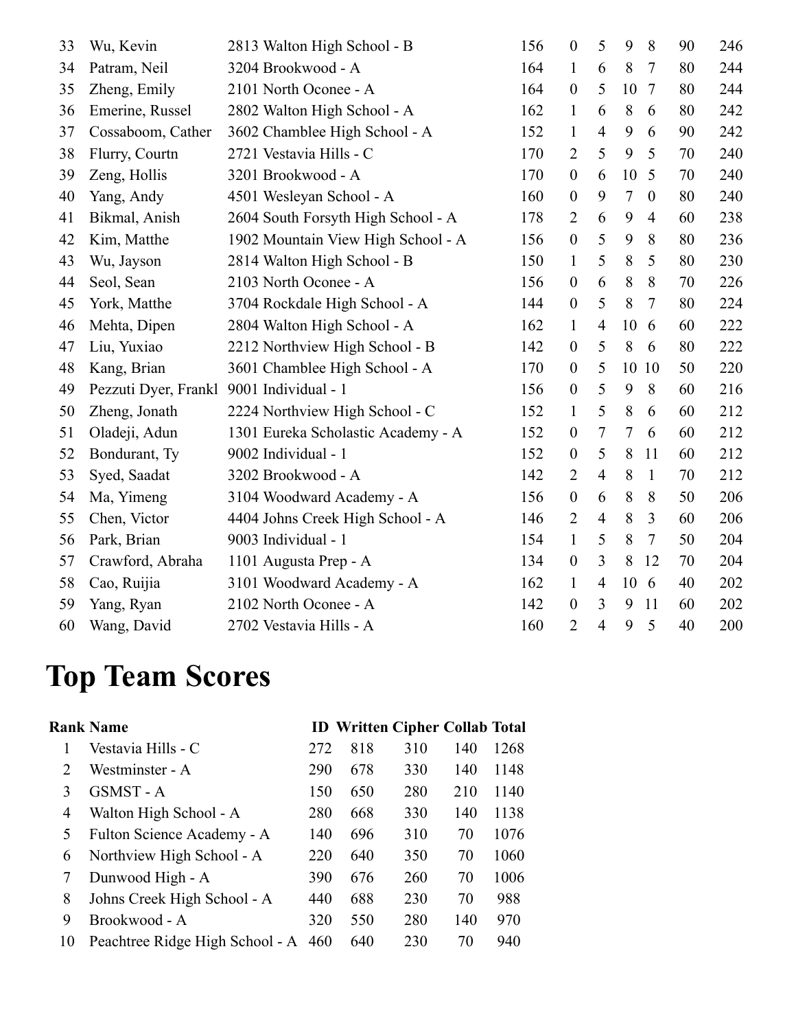| | | | | | | | | | |
|---|---|---|---|---|---|---|---|---|---|
| 33 | Wu, Kevin | 2813 Walton High School - B | 156 | 0 | 5 | 9 | 8 | 90 | 246 |
| 34 | Patram, Neil | 3204 Brookwood - A | 164 | 1 | 6 | 8 | 7 | 80 | 244 |
| 35 | Zheng, Emily | 2101 North Oconee - A | 164 | 0 | 5 | 10 | 7 | 80 | 244 |
| 36 | Emerine, Russel | 2802 Walton High School - A | 162 | 1 | 6 | 8 | 6 | 80 | 242 |
| 37 | Cossaboom, Cather | 3602 Chamblee High School - A | 152 | 1 | 4 | 9 | 6 | 90 | 242 |
| 38 | Flurry, Courtn | 2721 Vestavia Hills - C | 170 | 2 | 5 | 9 | 5 | 70 | 240 |
| 39 | Zeng, Hollis | 3201 Brookwood - A | 170 | 0 | 6 | 10 | 5 | 70 | 240 |
| 40 | Yang, Andy | 4501 Wesleyan School - A | 160 | 0 | 9 | 7 | 0 | 80 | 240 |
| 41 | Bikmal, Anish | 2604 South Forsyth High School - A | 178 | 2 | 6 | 9 | 4 | 60 | 238 |
| 42 | Kim, Matthe | 1902 Mountain View High School - A | 156 | 0 | 5 | 9 | 8 | 80 | 236 |
| 43 | Wu, Jayson | 2814 Walton High School - B | 150 | 1 | 5 | 8 | 5 | 80 | 230 |
| 44 | Seol, Sean | 2103 North Oconee - A | 156 | 0 | 6 | 8 | 8 | 70 | 226 |
| 45 | York, Matthe | 3704 Rockdale High School - A | 144 | 0 | 5 | 8 | 7 | 80 | 224 |
| 46 | Mehta, Dipen | 2804 Walton High School - A | 162 | 1 | 4 | 10 | 6 | 60 | 222 |
| 47 | Liu, Yuxiao | 2212 Northview High School - B | 142 | 0 | 5 | 8 | 6 | 80 | 222 |
| 48 | Kang, Brian | 3601 Chamblee High School - A | 170 | 0 | 5 | 10 | 10 | 50 | 220 |
| 49 | Pezzuti Dyer, Frankl | 9001 Individual - 1 | 156 | 0 | 5 | 9 | 8 | 60 | 216 |
| 50 | Zheng, Jonath | 2224 Northview High School - C | 152 | 1 | 5 | 8 | 6 | 60 | 212 |
| 51 | Oladeji, Adun | 1301 Eureka Scholastic Academy - A | 152 | 0 | 7 | 7 | 6 | 60 | 212 |
| 52 | Bondurant, Ty | 9002 Individual - 1 | 152 | 0 | 5 | 8 | 11 | 60 | 212 |
| 53 | Syed, Saadat | 3202 Brookwood - A | 142 | 2 | 4 | 8 | 1 | 70 | 212 |
| 54 | Ma, Yimeng | 3104 Woodward Academy - A | 156 | 0 | 6 | 8 | 8 | 50 | 206 |
| 55 | Chen, Victor | 4404 Johns Creek High School - A | 146 | 2 | 4 | 8 | 3 | 60 | 206 |
| 56 | Park, Brian | 9003 Individual - 1 | 154 | 1 | 5 | 8 | 7 | 50 | 204 |
| 57 | Crawford, Abraha | 1101 Augusta Prep - A | 134 | 0 | 3 | 8 | 12 | 70 | 204 |
| 58 | Cao, Ruijia | 3101 Woodward Academy - A | 162 | 1 | 4 | 10 | 6 | 40 | 202 |
| 59 | Yang, Ryan | 2102 North Oconee - A | 142 | 0 | 3 | 9 | 11 | 60 | 202 |
| 60 | Wang, David | 2702 Vestavia Hills - A | 160 | 2 | 4 | 9 | 5 | 40 | 200 |

# Top Team Scores

| Rank | Name | ID | Written | Cipher | Collab | Total |
|---|---|---|---|---|---|---|
| 1 | Vestavia Hills - C | 272 | 818 | 310 | 140 | 1268 |
| 2 | Westminster - A | 290 | 678 | 330 | 140 | 1148 |
| 3 | GSMST - A | 150 | 650 | 280 | 210 | 1140 |
| 4 | Walton High School - A | 280 | 668 | 330 | 140 | 1138 |
| 5 | Fulton Science Academy - A | 140 | 696 | 310 | 70 | 1076 |
| 6 | Northview High School - A | 220 | 640 | 350 | 70 | 1060 |
| 7 | Dunwood High - A | 390 | 676 | 260 | 70 | 1006 |
| 8 | Johns Creek High School - A | 440 | 688 | 230 | 70 | 988 |
| 9 | Brookwood - A | 320 | 550 | 280 | 140 | 970 |
| 10 | Peachtree Ridge High School - A | 460 | 640 | 230 | 70 | 940 |